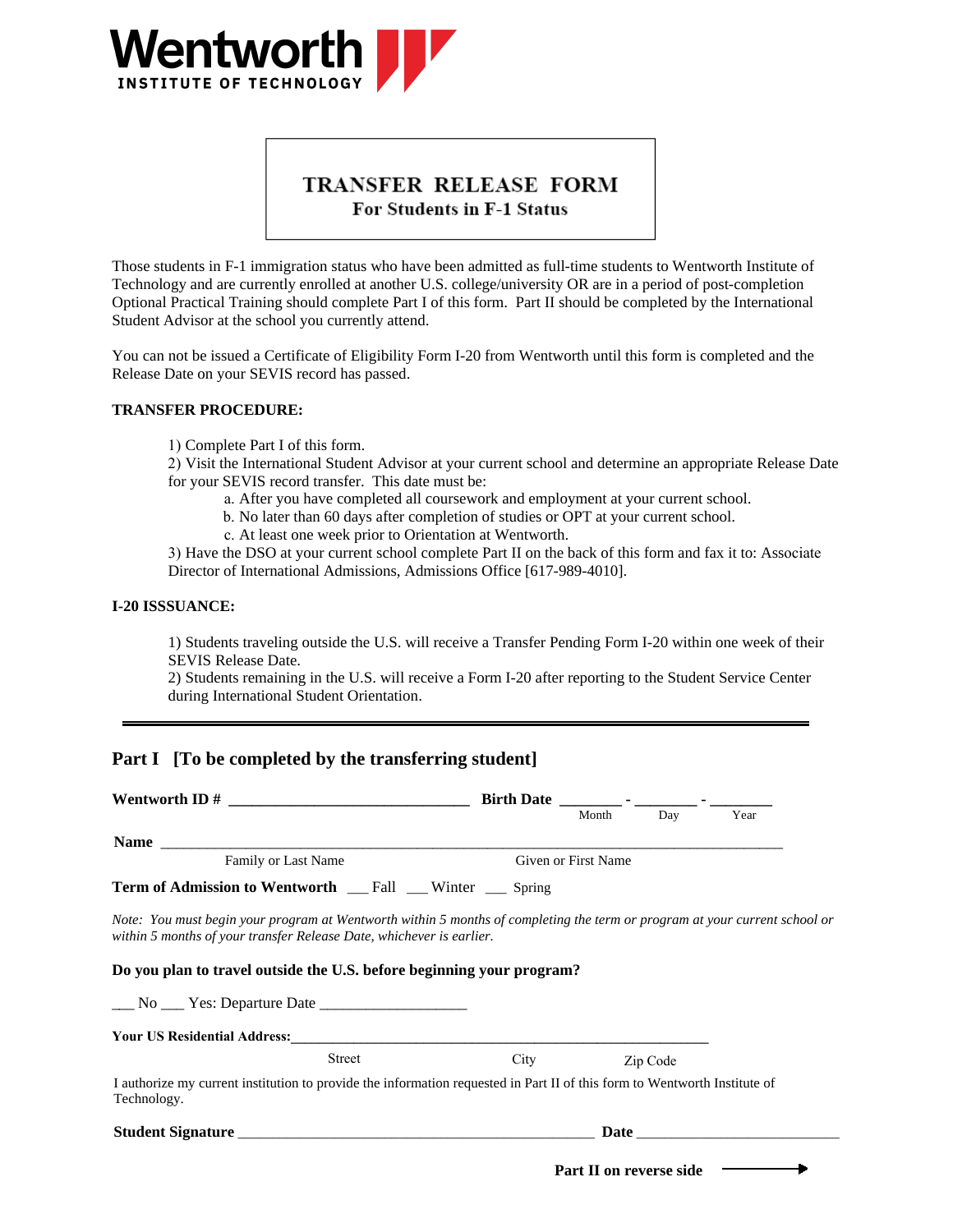**Wentworth**
INSTITUTE OF TECHNOLOGY

# TRANSFER RELEASE FORM
## For Students in F-1 Status

Those students in F-1 immigration status who have been admitted as full-time students to Wentworth Institute of Technology and are currently enrolled at another U.S. college/university OR are in a period of post-completion Optional Practical Training should complete Part I of this form. Part II should be completed by the International Student Advisor at the school you currently attend.

You can not be issued a Certificate of Eligibility Form I-20 from Wentworth until this form is completed and the Release Date on your SEVIS record has passed.

**TRANSFER PROCEDURE:**

1) Complete Part I of this form.
2) Visit the International Student Advisor at your current school and determine an appropriate Release Date for your SEVIS record transfer. This date must be:
   a. After you have completed all coursework and employment at your current school.
   b. No later than 60 days after completion of studies or OPT at your current school.
   c. At least one week prior to Orientation at Wentworth.
3) Have the DSO at your current school complete Part II on the back of this form and fax it to: Associate Director of International Admissions, Admissions Office [617-989-4010].

**I-20 ISSSUANCE:**

1) Students traveling outside the U.S. will receive a Transfer Pending Form I-20 within one week of their SEVIS Release Date.
2) Students remaining in the U.S. will receive a Form I-20 after reporting to the Student Service Center during International Student Orientation.

---

## Part I [To be completed by the transferring student]

**Wentworth ID #** ______________________________ **Birth Date** ________ - ________ - ________
Month Day Year

**Name** ______________________________________________________________________________
Family or Last Name Given or First Name

**Term of Admission to Wentworth** ___ Fall ___ Winter ___ Spring

*Note: You must begin your program at Wentworth within 5 months of completing the term or program at your current school or within 5 months of your transfer Release Date, whichever is earlier.*

**Do you plan to travel outside the U.S. before beginning your program?**

___ No ___ Yes: Departure Date ___________________

**Your US Residential Address:**____________________________________________________________
Street City Zip Code

I authorize my current institution to provide the information requested in Part II of this form to Wentworth Institute of Technology.

**Student Signature** ____________________________________________ **Date** _________________________

**Part II on reverse side** →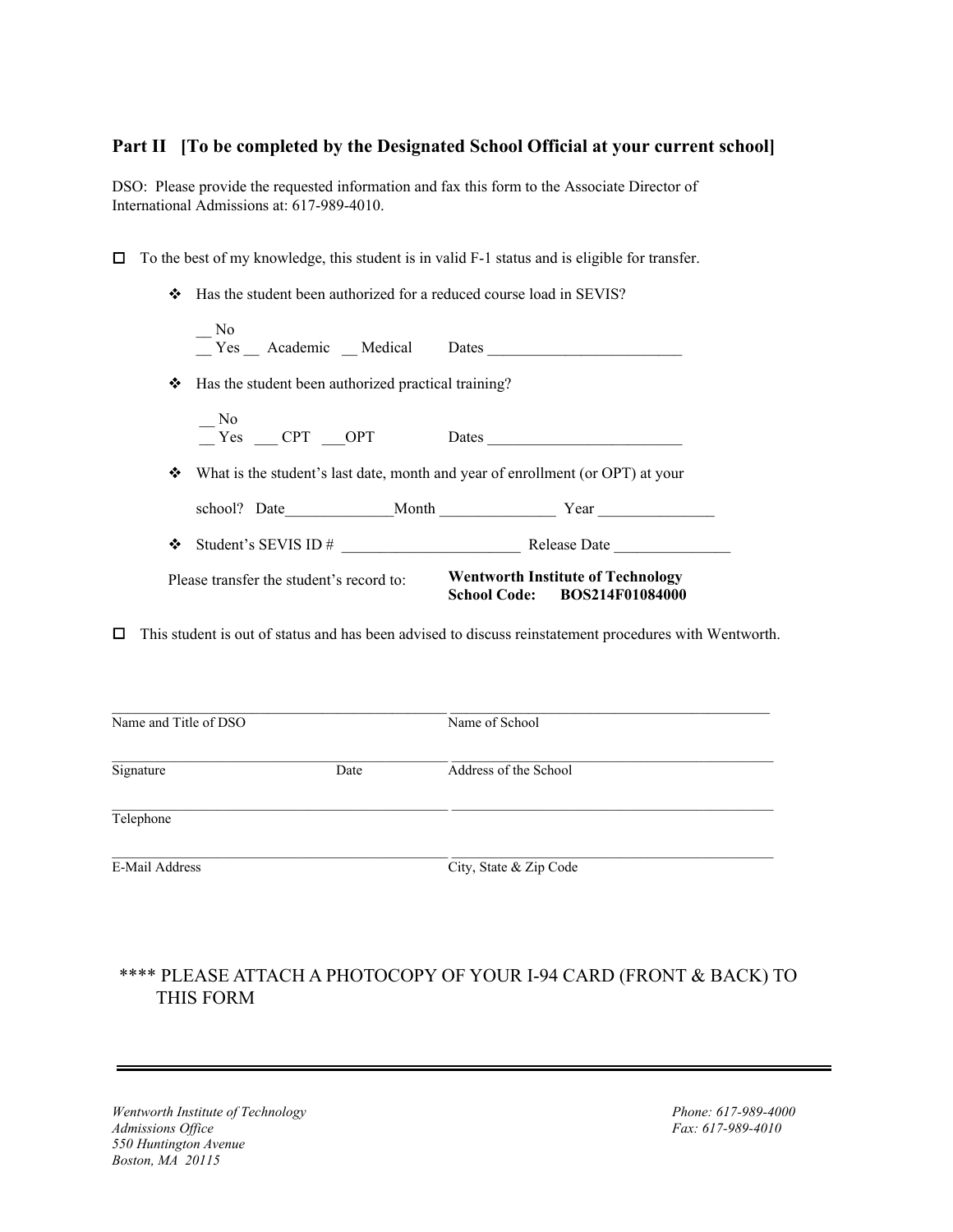## Part II [To be completed by the Designated School Official at your current school]

DSO: Please provide the requested information and fax this form to the Associate Director of International Admissions at: 617-989-4010.

☐ To the best of my knowledge, this student is in valid F-1 status and is eligible for transfer.

- ❖ Has the student been authorized for a reduced course load in SEVIS?

  __ No
  __ Yes __ Academic __ Medical Dates _________________________

- ❖ Has the student been authorized practical training?

  __ No
  __ Yes ___ CPT ___OPT Dates _________________________

- ❖ What is the student's last date, month and year of enrollment (or OPT) at your school? Date______________Month _______________ Year _______________

- ❖ Student's SEVIS ID # _______________________ Release Date _______________

Please transfer the student's record to: **Wentworth Institute of Technology**
**School Code: BOS214F01084000**

☐ This student is out of status and has been advised to discuss reinstatement procedures with Wentworth.

| | |
|---|---|
| _______________________________ | _______________________________ |
| Name and Title of DSO | Name of School |
| _______________________________ | _______________________________ |
| Signature Date | Address of the School |
| _______________________________ | _______________________________ |
| Telephone | |
| _______________________________ | _______________________________ |
| E-Mail Address | City, State & Zip Code |

**** PLEASE ATTACH A PHOTOCOPY OF YOUR I-94 CARD (FRONT & BACK) TO THIS FORM

---

*Wentworth Institute of Technology*
*Admissions Office*
*550 Huntington Avenue*
*Boston, MA 20115*

*Phone: 617-989-4000*
*Fax: 617-989-4010*